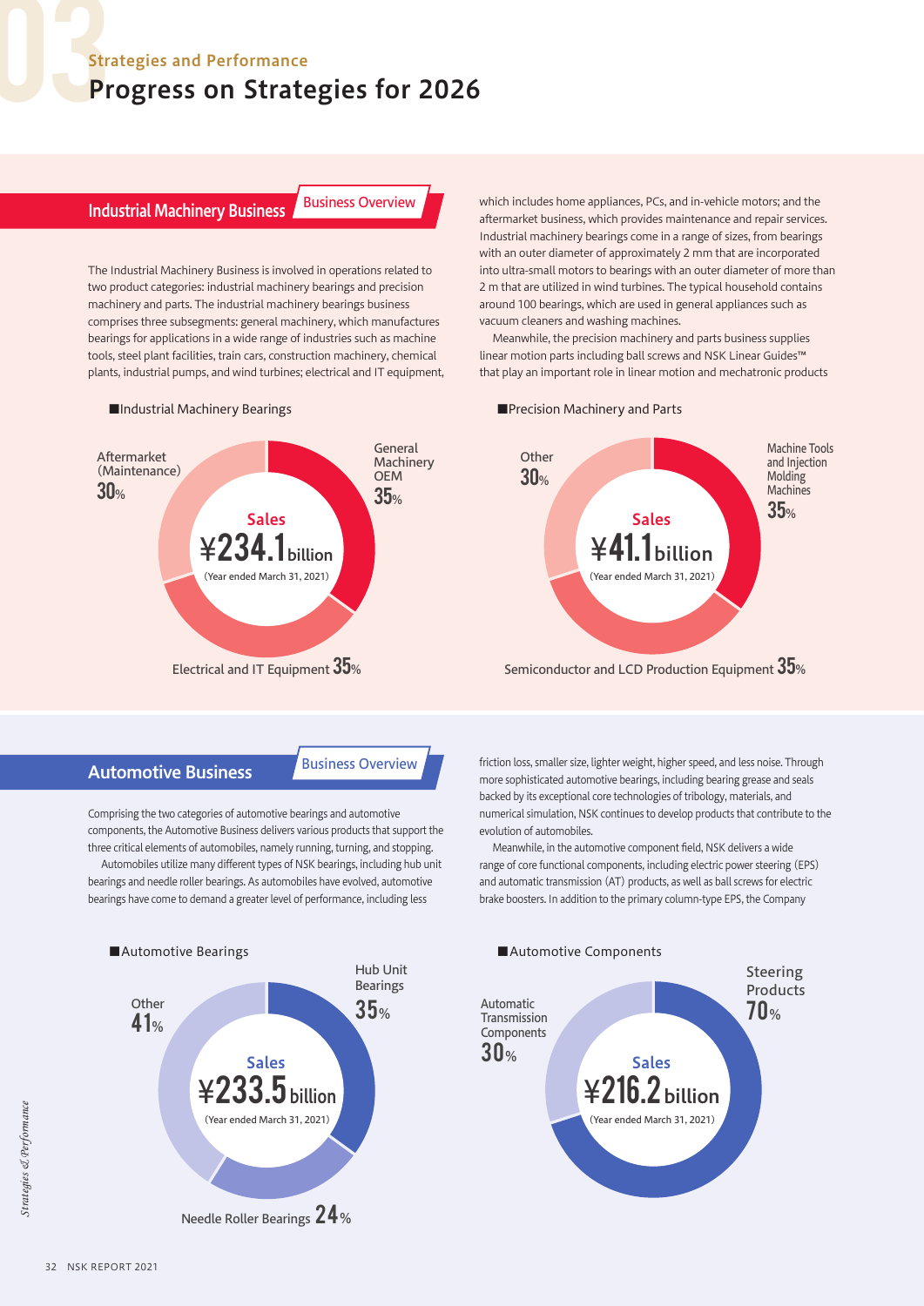# Strategies and Performance

## Progress on Strategies for 2026

### Industrial Machinery Business — Business Overview

The Industrial Machinery Business is involved in operations related to two product categories: industrial machinery bearings and precision machinery and parts. The industrial machinery bearings business comprises three subsegments: general machinery, which manufactures bearings for applications in a wide range of industries such as machine tools, steel plant facilities, train cars, construction machinery, chemical plants, industrial pumps, and wind turbines; electrical and IT equipment, which includes home appliances, PCs, and in-vehicle motors; and the aftermarket business, which provides maintenance and repair services. Industrial machinery bearings come in a range of sizes, from bearings with an outer diameter of approximately 2 mm that are incorporated into ultra-small motors to bearings with an outer diameter of more than 2 m that are utilized in wind turbines. The typical household contains around 100 bearings, which are used in general appliances such as vacuum cleaners and washing machines.

Meanwhile, the precision machinery and parts business supplies linear motion parts including ball screws and NSK Linear Guides™ that play an important role in linear motion and mechatronic products

**■Industrial Machinery Bearings**

Sales ¥234.1 billion (Year ended March 31, 2021)

- General Machinery OEM 35%
- Electrical and IT Equipment 35%
- Aftermarket (Maintenance) 30%

**■Precision Machinery and Parts**

Sales ¥41.1 billion (Year ended March 31, 2021)

- Machine Tools and Injection Molding Machines 35%
- Semiconductor and LCD Production Equipment 35%
- Other 30%

### Automotive Business — Business Overview

Comprising the two categories of automotive bearings and automotive components, the Automotive Business delivers various products that support the three critical elements of automobiles, namely running, turning, and stopping.

Automobiles utilize many different types of NSK bearings, including hub unit bearings and needle roller bearings. As automobiles have evolved, automotive bearings have come to demand a greater level of performance, including less friction loss, smaller size, lighter weight, higher speed, and less noise. Through more sophisticated automotive bearings, including bearing grease and seals backed by its exceptional core technologies of tribology, materials, and numerical simulation, NSK continues to develop products that contribute to the evolution of automobiles.

Meanwhile, in the automotive component field, NSK delivers a wide range of core functional components, including electric power steering (EPS) and automatic transmission (AT) products, as well as ball screws for electric brake boosters. In addition to the primary column-type EPS, the Company

**■Automotive Bearings**

Sales ¥233.5 billion (Year ended March 31, 2021)

- Hub Unit Bearings 35%
- Needle Roller Bearings 24%
- Other 41%

**■Automotive Components**

Sales ¥216.2 billion (Year ended March 31, 2021)

- Steering Products 70%
- Automatic Transmission Components 30%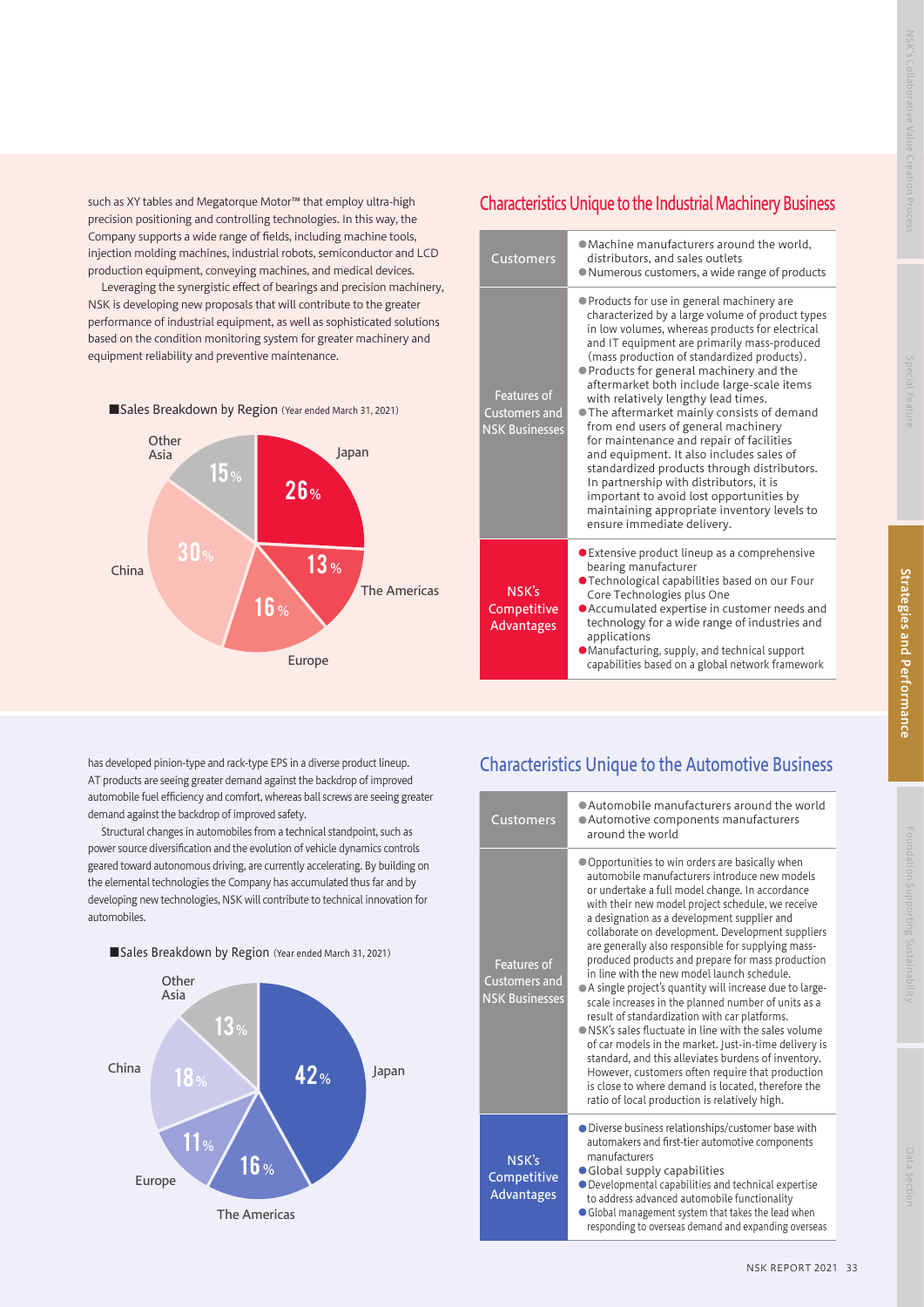such as XY tables and Megatorque Motor™ that employ ultra-high precision positioning and controlling technologies. In this way, the Company supports a wide range of fields, including machine tools, injection molding machines, industrial robots, semiconductor and LCD production equipment, conveying machines, and medical devices.

Leveraging the synergistic effect of bearings and precision machinery, NSK is developing new proposals that will contribute to the greater performance of industrial equipment, as well as sophisticated solutions based on the condition monitoring system for greater machinery and equipment reliability and preventive maintenance.

■Sales Breakdown by Region (Year ended March 31, 2021)

| Region | Share |
|---|---|
| Japan | 26% |
| The Americas | 13% |
| Europe | 16% |
| China | 30% |
| Other Asia | 15% |

## Characteristics Unique to the Industrial Machinery Business

| | |
|---|---|
| Customers | ●Machine manufacturers around the world, distributors, and sales outlets<br>●Numerous customers, a wide range of products |
| Features of Customers and NSK Businesses | ●Products for use in general machinery are characterized by a large volume of product types in low volumes, whereas products for electrical and IT equipment are primarily mass-produced (mass production of standardized products).<br>●Products for general machinery and the aftermarket both include large-scale items with relatively lengthy lead times.<br>●The aftermarket mainly consists of demand from end users of general machinery for maintenance and repair of facilities and equipment. It also includes sales of standardized products through distributors. In partnership with distributors, it is important to avoid lost opportunities by maintaining appropriate inventory levels to ensure immediate delivery. |
| NSK's Competitive Advantages | ●Extensive product lineup as a comprehensive bearing manufacturer<br>●Technological capabilities based on our Four Core Technologies plus One<br>●Accumulated expertise in customer needs and technology for a wide range of industries and applications<br>●Manufacturing, supply, and technical support capabilities based on a global network framework |

has developed pinion-type and rack-type EPS in a diverse product lineup. AT products are seeing greater demand against the backdrop of improved automobile fuel efficiency and comfort, whereas ball screws are seeing greater demand against the backdrop of improved safety.

Structural changes in automobiles from a technical standpoint, such as power source diversification and the evolution of vehicle dynamics controls geared toward autonomous driving, are currently accelerating. By building on the elemental technologies the Company has accumulated thus far and by developing new technologies, NSK will contribute to technical innovation for automobiles.

■Sales Breakdown by Region (Year ended March 31, 2021)

| Region | Share |
|---|---|
| Japan | 42% |
| The Americas | 16% |
| Europe | 11% |
| China | 18% |
| Other Asia | 13% |

## Characteristics Unique to the Automotive Business

| | |
|---|---|
| Customers | ●Automobile manufacturers around the world<br>●Automotive components manufacturers around the world |
| Features of Customers and NSK Businesses | ●Opportunities to win orders are basically when automobile manufacturers introduce new models or undertake a full model change. In accordance with their new model project schedule, we receive a designation as a development supplier and collaborate on development. Development suppliers are generally also responsible for supplying mass-produced products and prepare for mass production in line with the new model launch schedule.<br>●A single project's quantity will increase due to large-scale increases in the planned number of units as a result of standardization with car platforms.<br>●NSK's sales fluctuate in line with the sales volume of car models in the market. Just-in-time delivery is standard, and this alleviates burdens of inventory. However, customers often require that production is close to where demand is located, therefore the ratio of local production is relatively high. |
| NSK's Competitive Advantages | ●Diverse business relationships/customer base with automakers and first-tier automotive components manufacturers<br>●Global supply capabilities<br>●Developmental capabilities and technical expertise to address advanced automobile functionality<br>●Global management system that takes the lead when responding to overseas demand and expanding overseas |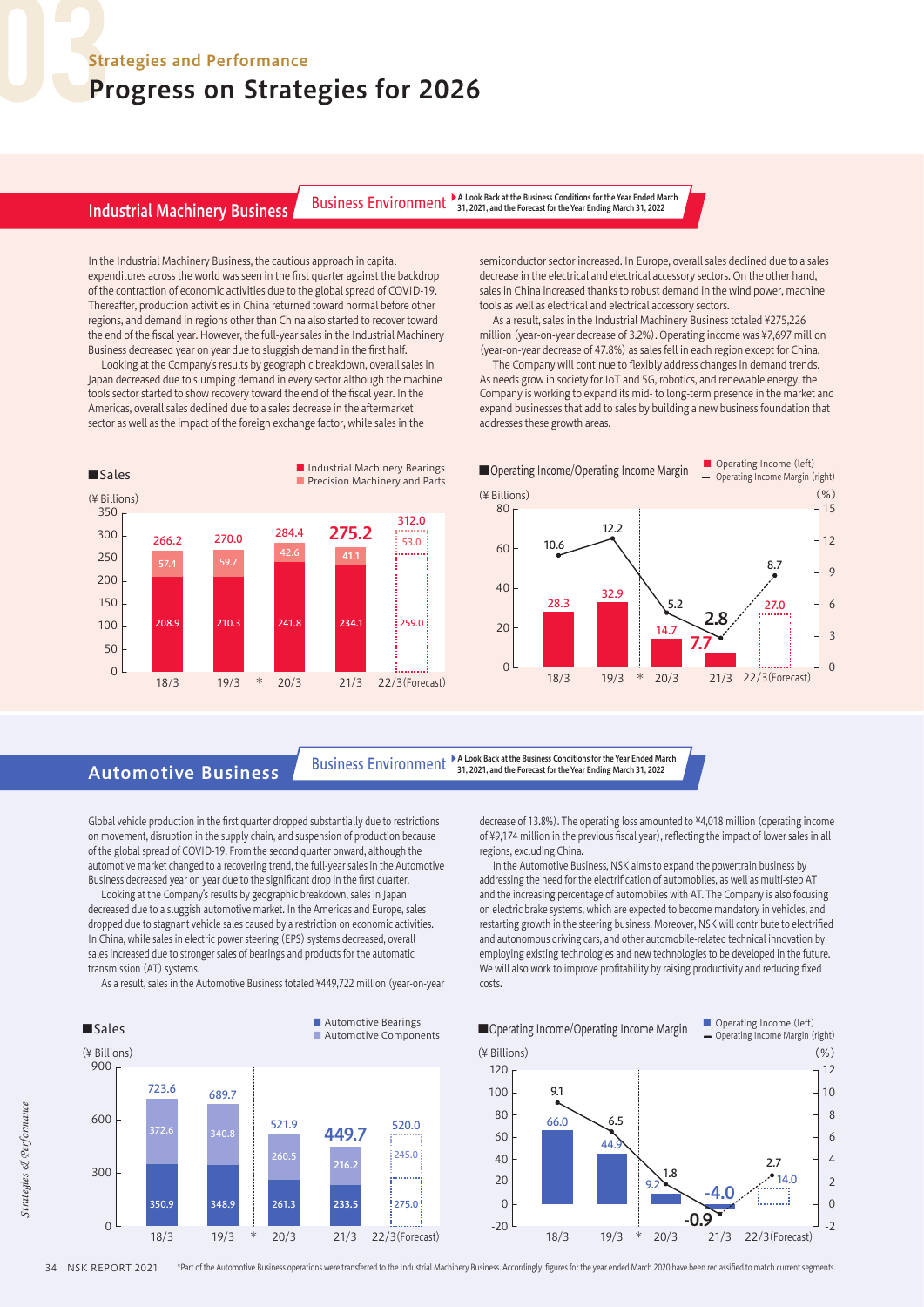# 03 Strategies and Performance

# Progress on Strategies for 2026

## Industrial Machinery Business

### Business Environment

▶A Look Back at the Business Conditions for the Year Ended March 31, 2021, and the Forecast for the Year Ending March 31, 2022

In the Industrial Machinery Business, the cautious approach in capital expenditures across the world was seen in the first quarter against the backdrop of the contraction of economic activities due to the global spread of COVID-19. Thereafter, production activities in China returned toward normal before other regions, and demand in regions other than China also started to recover toward the end of the fiscal year. However, the full-year sales in the Industrial Machinery Business decreased year on year due to sluggish demand in the first half.

Looking at the Company's results by geographic breakdown, overall sales in Japan decreased due to slumping demand in every sector although the machine tools sector started to show recovery toward the end of the fiscal year. In the Americas, overall sales declined due to a sales decrease in the aftermarket sector as well as the impact of the foreign exchange factor, while sales in the semiconductor sector increased. In Europe, overall sales declined due to a sales decrease in the electrical and electrical accessory sectors. On the other hand, sales in China increased thanks to robust demand in the wind power, machine tools as well as electrical and electrical accessory sectors.

As a result, sales in the Industrial Machinery Business totaled ¥275,226 million (year-on-year decrease of 3.2%). Operating income was ¥7,697 million (year-on-year decrease of 47.8%) as sales fell in each region except for China.

The Company will continue to flexibly address changes in demand trends. As needs grow in society for IoT and 5G, robotics, and renewable energy, the Company is working to expand its mid- to long-term presence in the market and expand businesses that add to sales by building a new business foundation that addresses these growth areas.

■Sales

(¥ Billions)

Industrial Machinery Bearings / Precision Machinery and Parts

18/3: 266.2 (208.9 / 57.4)
19/3: 270.0 (210.3 / 59.7)
*
20/3: 284.4 (241.8 / 42.6)
21/3: 275.2 (234.1 / 41.1)
22/3(Forecast): 312.0 (259.0 / 53.0)

■Operating Income/Operating Income Margin

(¥ Billions) / (%)

Operating Income (left) / Operating Income Margin (right)

18/3: 28.3 / 10.6
19/3: 32.9 / 12.2
*
20/3: 14.7 / 5.2
21/3: 7.7 / 2.8
22/3(Forecast): 27.0 / 8.7

## Automotive Business

### Business Environment

▶A Look Back at the Business Conditions for the Year Ended March 31, 2021, and the Forecast for the Year Ending March 31, 2022

Global vehicle production in the first quarter dropped substantially due to restrictions on movement, disruption in the supply chain, and suspension of production because of the global spread of COVID-19. From the second quarter onward, although the automotive market changed to a recovering trend, the full-year sales in the Automotive Business decreased year on year due to the significant drop in the first quarter.

Looking at the Company's results by geographic breakdown, sales in Japan decreased due to a sluggish automotive market. In the Americas and Europe, sales dropped due to stagnant vehicle sales caused by a restriction on economic activities. In China, while sales in electric power steering (EPS) systems decreased, overall sales increased due to stronger sales of bearings and products for the automatic transmission (AT) systems.

As a result, sales in the Automotive Business totaled ¥449,722 million (year-on-year decrease of 13.8%). The operating loss amounted to ¥4,018 million (operating income of ¥9,174 million in the previous fiscal year), reflecting the impact of lower sales in all regions, excluding China.

In the Automotive Business, NSK aims to expand the powertrain business by addressing the need for the electrification of automobiles, as well as multi-step AT and the increasing percentage of automobiles with AT. The Company is also focusing on electric brake systems, which are expected to become mandatory in vehicles, and restarting growth in the steering business. Moreover, NSK will contribute to electrified and autonomous driving cars, and other automobile-related technical innovation by employing existing technologies and new technologies to be developed in the future. We will also work to improve profitability by raising productivity and reducing fixed costs.

■Sales

(¥ Billions)

Automotive Bearings / Automotive Components

18/3: 723.6 (350.9 / 372.6)
19/3: 689.7 (348.9 / 340.8)
*
20/3: 521.9 (261.3 / 260.5)
21/3: 449.7 (233.5 / 216.2)
22/3(Forecast): 520.0 (275.0 / 245.0)

■Operating Income/Operating Income Margin

(¥ Billions) / (%)

Operating Income (left) / Operating Income Margin (right)

18/3: 66.0 / 9.1
19/3: 44.9 / 6.5
*
20/3: 9.2 / 1.8
21/3: -4.0 / -0.9
22/3(Forecast): 14.0 / 2.7

*Part of the Automotive Business operations were transferred to the Industrial Machinery Business. Accordingly, figures for the year ended March 2020 have been reclassified to match current segments.